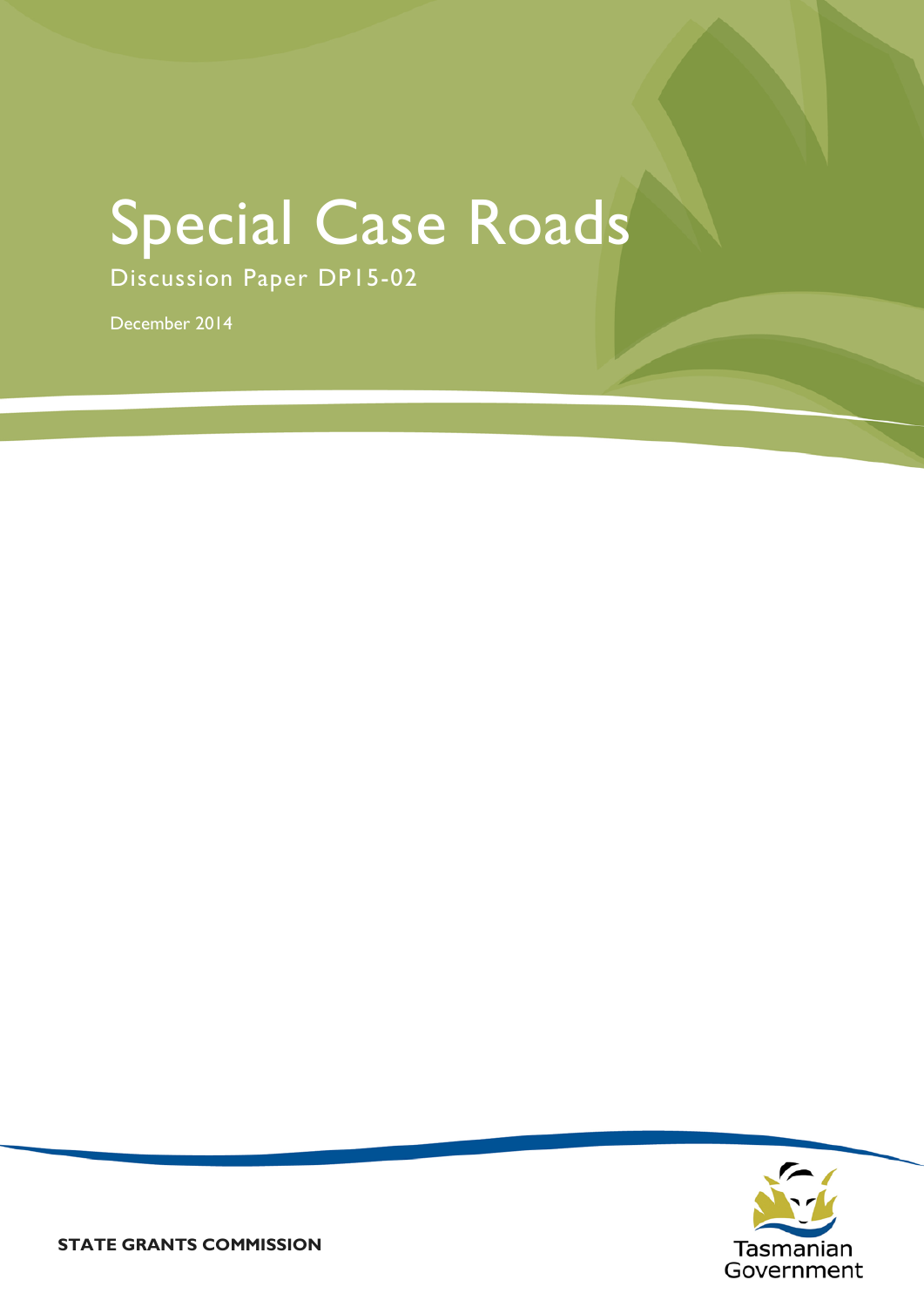# Special Case Roads

## Discussion Paper DP15-02

December 2014

**STATE GRANTS COMMISSION**

Tasmanian Government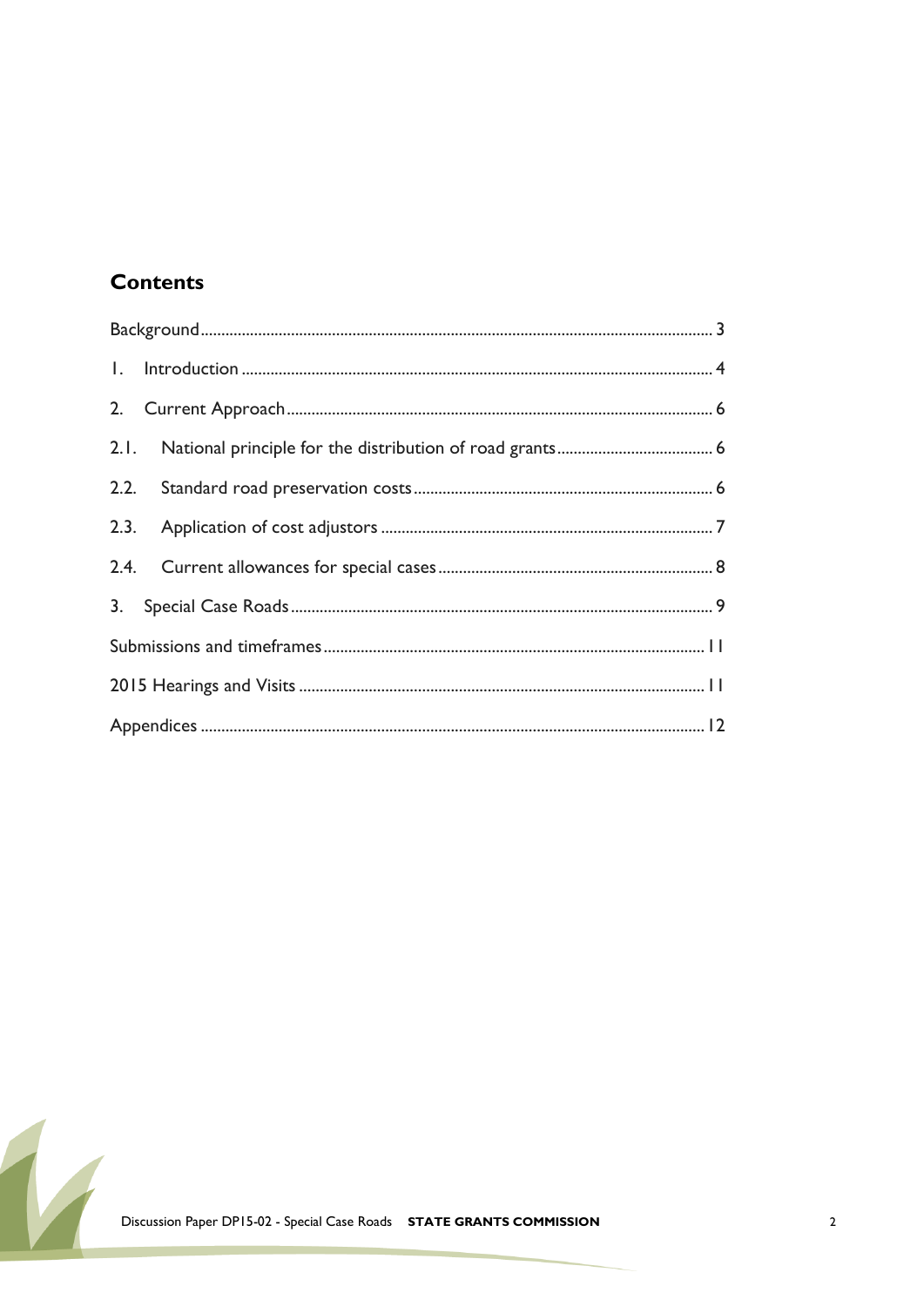## Contents

| | |
|---|---|
| Background | 3 |
| 1. Introduction | 4 |
| 2. Current Approach | 6 |
| 2.1. National principle for the distribution of road grants | 6 |
| 2.2. Standard road preservation costs | 6 |
| 2.3. Application of cost adjustors | 7 |
| 2.4. Current allowances for special cases | 8 |
| 3. Special Case Roads | 9 |
| Submissions and timeframes | 11 |
| 2015 Hearings and Visits | 11 |
| Appendices | 12 |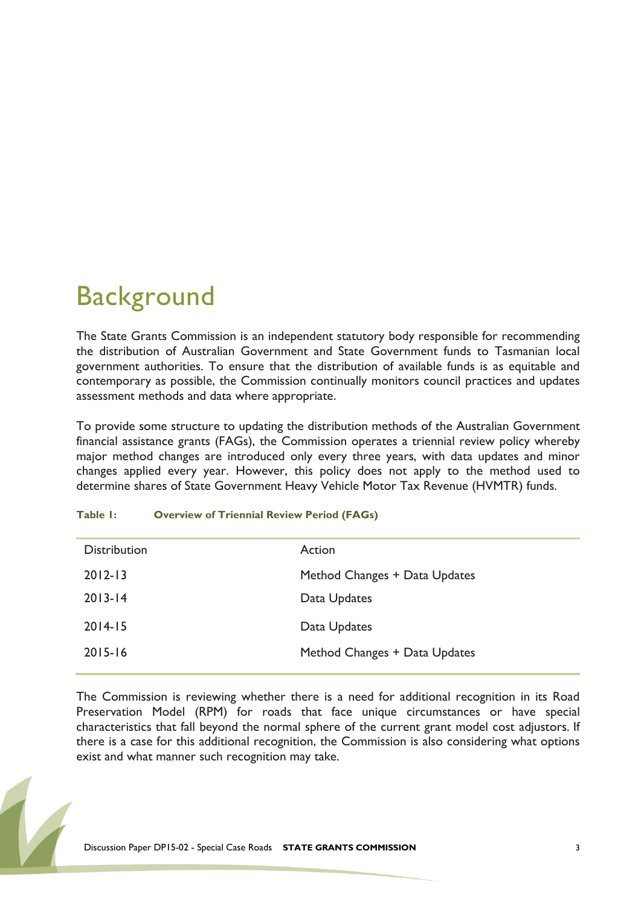# Background

The State Grants Commission is an independent statutory body responsible for recommending the distribution of Australian Government and State Government funds to Tasmanian local government authorities. To ensure that the distribution of available funds is as equitable and contemporary as possible, the Commission continually monitors council practices and updates assessment methods and data where appropriate.

To provide some structure to updating the distribution methods of the Australian Government financial assistance grants (FAGs), the Commission operates a triennial review policy whereby major method changes are introduced only every three years, with data updates and minor changes applied every year. However, this policy does not apply to the method used to determine shares of State Government Heavy Vehicle Motor Tax Revenue (HVMTR) funds.

**Table 1: Overview of Triennial Review Period (FAGs)**

| Distribution | Action |
|---|---|
| 2012-13 | Method Changes + Data Updates |
| 2013-14 | Data Updates |
| 2014-15 | Data Updates |
| 2015-16 | Method Changes + Data Updates |

The Commission is reviewing whether there is a need for additional recognition in its Road Preservation Model (RPM) for roads that face unique circumstances or have special characteristics that fall beyond the normal sphere of the current grant model cost adjustors. If there is a case for this additional recognition, the Commission is also considering what options exist and what manner such recognition may take.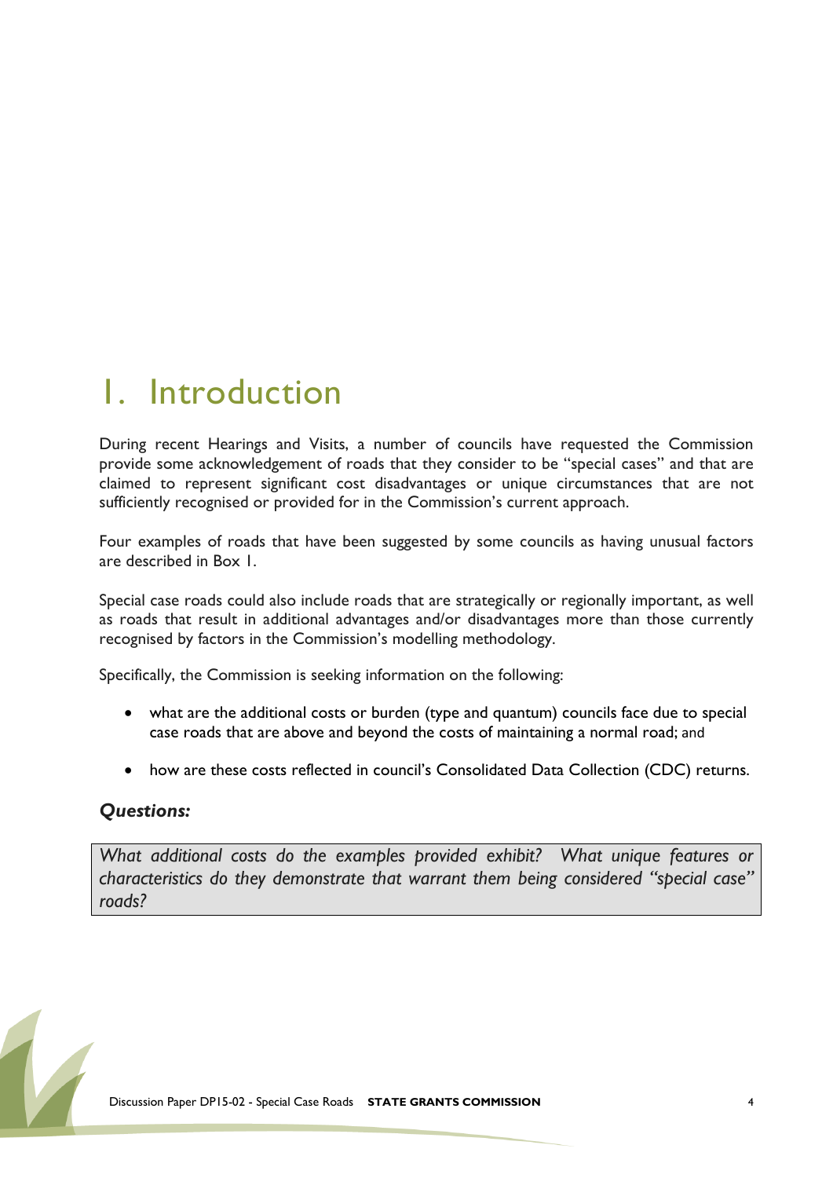# 1. Introduction

During recent Hearings and Visits, a number of councils have requested the Commission provide some acknowledgement of roads that they consider to be "special cases" and that are claimed to represent significant cost disadvantages or unique circumstances that are not sufficiently recognised or provided for in the Commission's current approach.

Four examples of roads that have been suggested by some councils as having unusual factors are described in Box 1.

Special case roads could also include roads that are strategically or regionally important, as well as roads that result in additional advantages and/or disadvantages more than those currently recognised by factors in the Commission's modelling methodology.

Specifically, the Commission is seeking information on the following:

- what are the additional costs or burden (type and quantum) councils face due to special case roads that are above and beyond the costs of maintaining a normal road; and
- how are these costs reflected in council's Consolidated Data Collection (CDC) returns.

### *Questions:*

*What additional costs do the examples provided exhibit? What unique features or characteristics do they demonstrate that warrant them being considered "special case" roads?*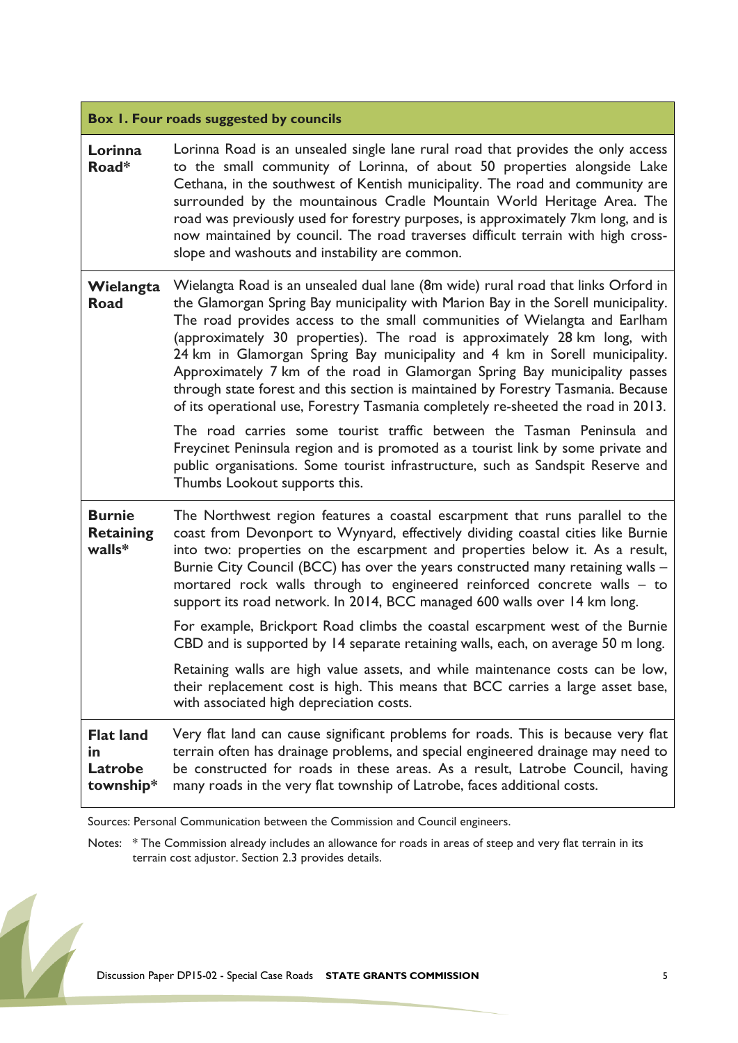**Box 1. Four roads suggested by councils**

| | |
|---|---|
| **Lorinna Road*** | Lorinna Road is an unsealed single lane rural road that provides the only access to the small community of Lorinna, of about 50 properties alongside Lake Cethana, in the southwest of Kentish municipality. The road and community are surrounded by the mountainous Cradle Mountain World Heritage Area. The road was previously used for forestry purposes, is approximately 7km long, and is now maintained by council. The road traverses difficult terrain with high cross-slope and washouts and instability are common. |
| **Wielangta Road** | Wielangta Road is an unsealed dual lane (8m wide) rural road that links Orford in the Glamorgan Spring Bay municipality with Marion Bay in the Sorell municipality. The road provides access to the small communities of Wielangta and Earlham (approximately 30 properties). The road is approximately 28 km long, with 24 km in Glamorgan Spring Bay municipality and 4 km in Sorell municipality. Approximately 7 km of the road in Glamorgan Spring Bay municipality passes through state forest and this section is maintained by Forestry Tasmania. Because of its operational use, Forestry Tasmania completely re-sheeted the road in 2013.<br><br>The road carries some tourist traffic between the Tasman Peninsula and Freycinet Peninsula region and is promoted as a tourist link by some private and public organisations. Some tourist infrastructure, such as Sandspit Reserve and Thumbs Lookout supports this. |
| **Burnie Retaining walls*** | The Northwest region features a coastal escarpment that runs parallel to the coast from Devonport to Wynyard, effectively dividing coastal cities like Burnie into two: properties on the escarpment and properties below it. As a result, Burnie City Council (BCC) has over the years constructed many retaining walls – mortared rock walls through to engineered reinforced concrete walls – to support its road network. In 2014, BCC managed 600 walls over 14 km long.<br><br>For example, Brickport Road climbs the coastal escarpment west of the Burnie CBD and is supported by 14 separate retaining walls, each, on average 50 m long.<br><br>Retaining walls are high value assets, and while maintenance costs can be low, their replacement cost is high. This means that BCC carries a large asset base, with associated high depreciation costs. |
| **Flat land in Latrobe township*** | Very flat land can cause significant problems for roads. This is because very flat terrain often has drainage problems, and special engineered drainage may need to be constructed for roads in these areas. As a result, Latrobe Council, having many roads in the very flat township of Latrobe, faces additional costs. |

Sources: Personal Communication between the Commission and Council engineers.

Notes: * The Commission already includes an allowance for roads in areas of steep and very flat terrain in its terrain cost adjustor. Section 2.3 provides details.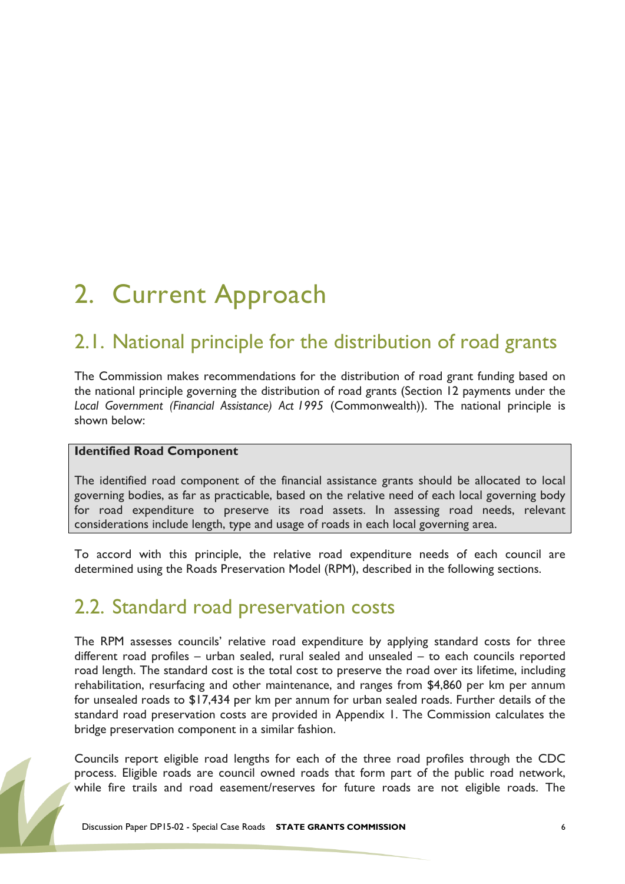# 2. Current Approach

## 2.1. National principle for the distribution of road grants

The Commission makes recommendations for the distribution of road grant funding based on the national principle governing the distribution of road grants (Section 12 payments under the *Local Government (Financial Assistance) Act 1995* (Commonwealth)). The national principle is shown below:

> **Identified Road Component**
>
> The identified road component of the financial assistance grants should be allocated to local governing bodies, as far as practicable, based on the relative need of each local governing body for road expenditure to preserve its road assets. In assessing road needs, relevant considerations include length, type and usage of roads in each local governing area.

To accord with this principle, the relative road expenditure needs of each council are determined using the Roads Preservation Model (RPM), described in the following sections.

## 2.2. Standard road preservation costs

The RPM assesses councils' relative road expenditure by applying standard costs for three different road profiles – urban sealed, rural sealed and unsealed – to each councils reported road length. The standard cost is the total cost to preserve the road over its lifetime, including rehabilitation, resurfacing and other maintenance, and ranges from $4,860 per km per annum for unsealed roads to $17,434 per km per annum for urban sealed roads. Further details of the standard road preservation costs are provided in Appendix 1. The Commission calculates the bridge preservation component in a similar fashion.

Councils report eligible road lengths for each of the three road profiles through the CDC process. Eligible roads are council owned roads that form part of the public road network, while fire trails and road easement/reserves for future roads are not eligible roads. The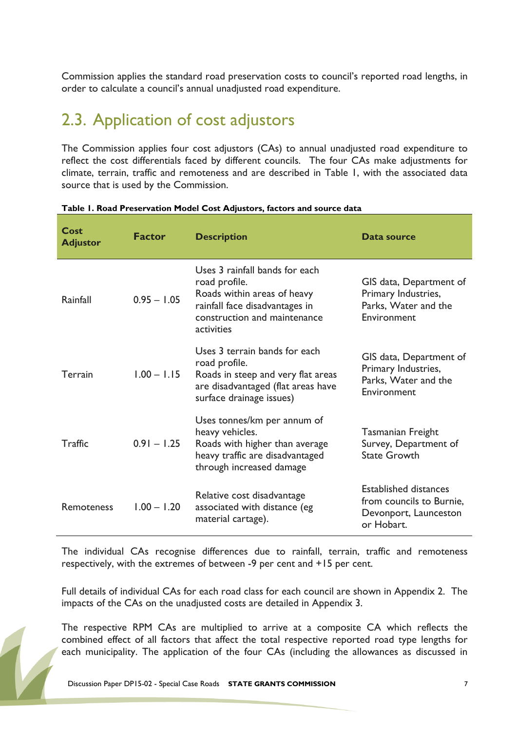Commission applies the standard road preservation costs to council's reported road lengths, in order to calculate a council's annual unadjusted road expenditure.

## 2.3. Application of cost adjustors

The Commission applies four cost adjustors (CAs) to annual unadjusted road expenditure to reflect the cost differentials faced by different councils. The four CAs make adjustments for climate, terrain, traffic and remoteness and are described in Table 1, with the associated data source that is used by the Commission.

**Table 1. Road Preservation Model Cost Adjustors, factors and source data**

| Cost Adjustor | Factor | Description | Data source |
|---|---|---|---|
| Rainfall | 0.95 – 1.05 | Uses 3 rainfall bands for each road profile. Roads within areas of heavy rainfall face disadvantages in construction and maintenance activities | GIS data, Department of Primary Industries, Parks, Water and the Environment |
| Terrain | 1.00 – 1.15 | Uses 3 terrain bands for each road profile. Roads in steep and very flat areas are disadvantaged (flat areas have surface drainage issues) | GIS data, Department of Primary Industries, Parks, Water and the Environment |
| Traffic | 0.91 – 1.25 | Uses tonnes/km per annum of heavy vehicles. Roads with higher than average heavy traffic are disadvantaged through increased damage | Tasmanian Freight Survey, Department of State Growth |
| Remoteness | 1.00 – 1.20 | Relative cost disadvantage associated with distance (eg material cartage). | Established distances from councils to Burnie, Devonport, Launceston or Hobart. |

The individual CAs recognise differences due to rainfall, terrain, traffic and remoteness respectively, with the extremes of between -9 per cent and +15 per cent.

Full details of individual CAs for each road class for each council are shown in Appendix 2. The impacts of the CAs on the unadjusted costs are detailed in Appendix 3.

The respective RPM CAs are multiplied to arrive at a composite CA which reflects the combined effect of all factors that affect the total respective reported road type lengths for each municipality. The application of the four CAs (including the allowances as discussed in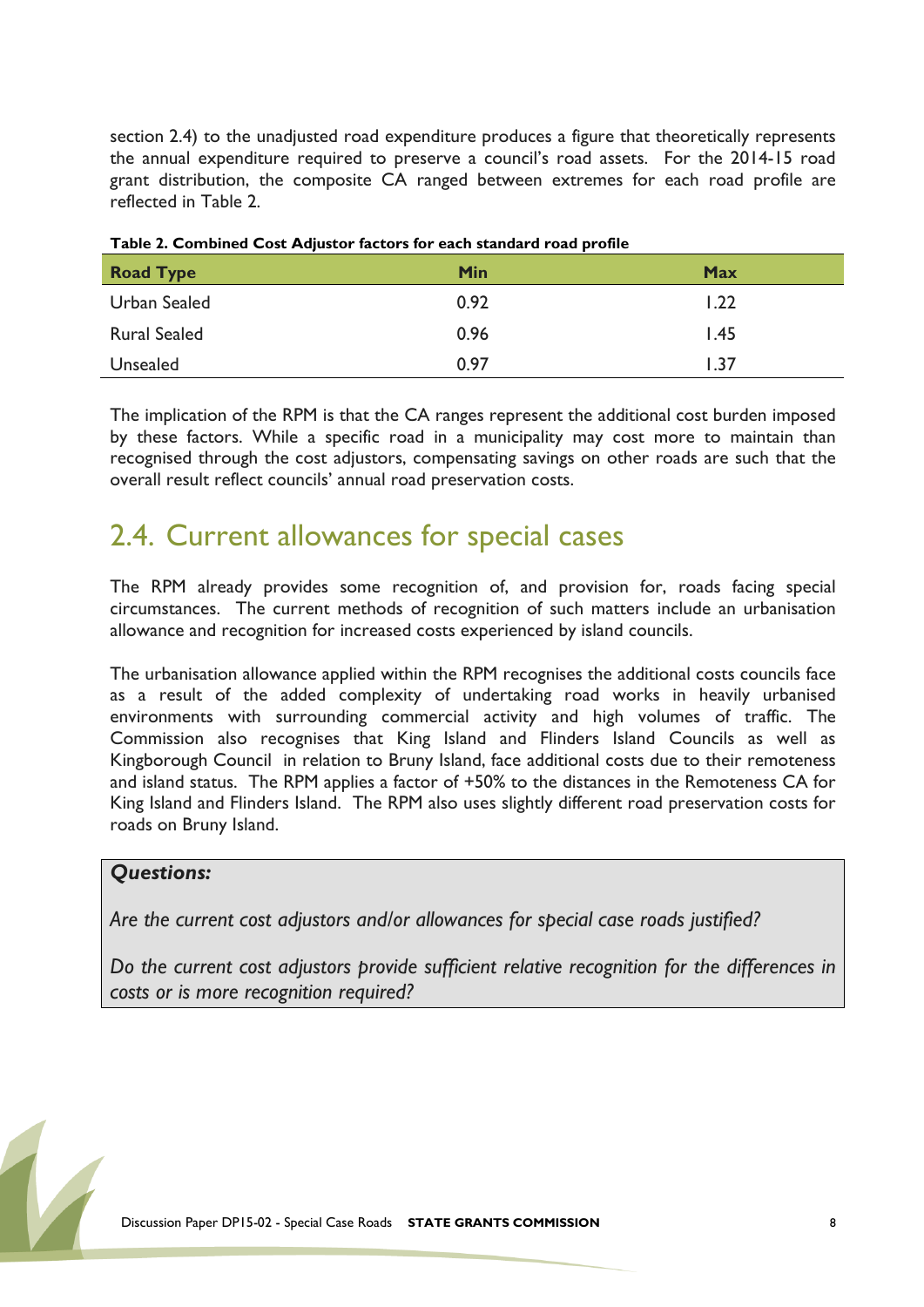section 2.4) to the unadjusted road expenditure produces a figure that theoretically represents the annual expenditure required to preserve a council's road assets. For the 2014-15 road grant distribution, the composite CA ranged between extremes for each road profile are reflected in Table 2.

**Table 2. Combined Cost Adjustor factors for each standard road profile**

| Road Type | Min | Max |
|---|---|---|
| Urban Sealed | 0.92 | 1.22 |
| Rural Sealed | 0.96 | 1.45 |
| Unsealed | 0.97 | 1.37 |

The implication of the RPM is that the CA ranges represent the additional cost burden imposed by these factors. While a specific road in a municipality may cost more to maintain than recognised through the cost adjustors, compensating savings on other roads are such that the overall result reflect councils' annual road preservation costs.

## 2.4. Current allowances for special cases

The RPM already provides some recognition of, and provision for, roads facing special circumstances. The current methods of recognition of such matters include an urbanisation allowance and recognition for increased costs experienced by island councils.

The urbanisation allowance applied within the RPM recognises the additional costs councils face as a result of the added complexity of undertaking road works in heavily urbanised environments with surrounding commercial activity and high volumes of traffic. The Commission also recognises that King Island and Flinders Island Councils as well as Kingborough Council in relation to Bruny Island, face additional costs due to their remoteness and island status. The RPM applies a factor of +50% to the distances in the Remoteness CA for King Island and Flinders Island. The RPM also uses slightly different road preservation costs for roads on Bruny Island.

> ***Questions:***
>
> *Are the current cost adjustors and/or allowances for special case roads justified?*
>
> *Do the current cost adjustors provide sufficient relative recognition for the differences in costs or is more recognition required?*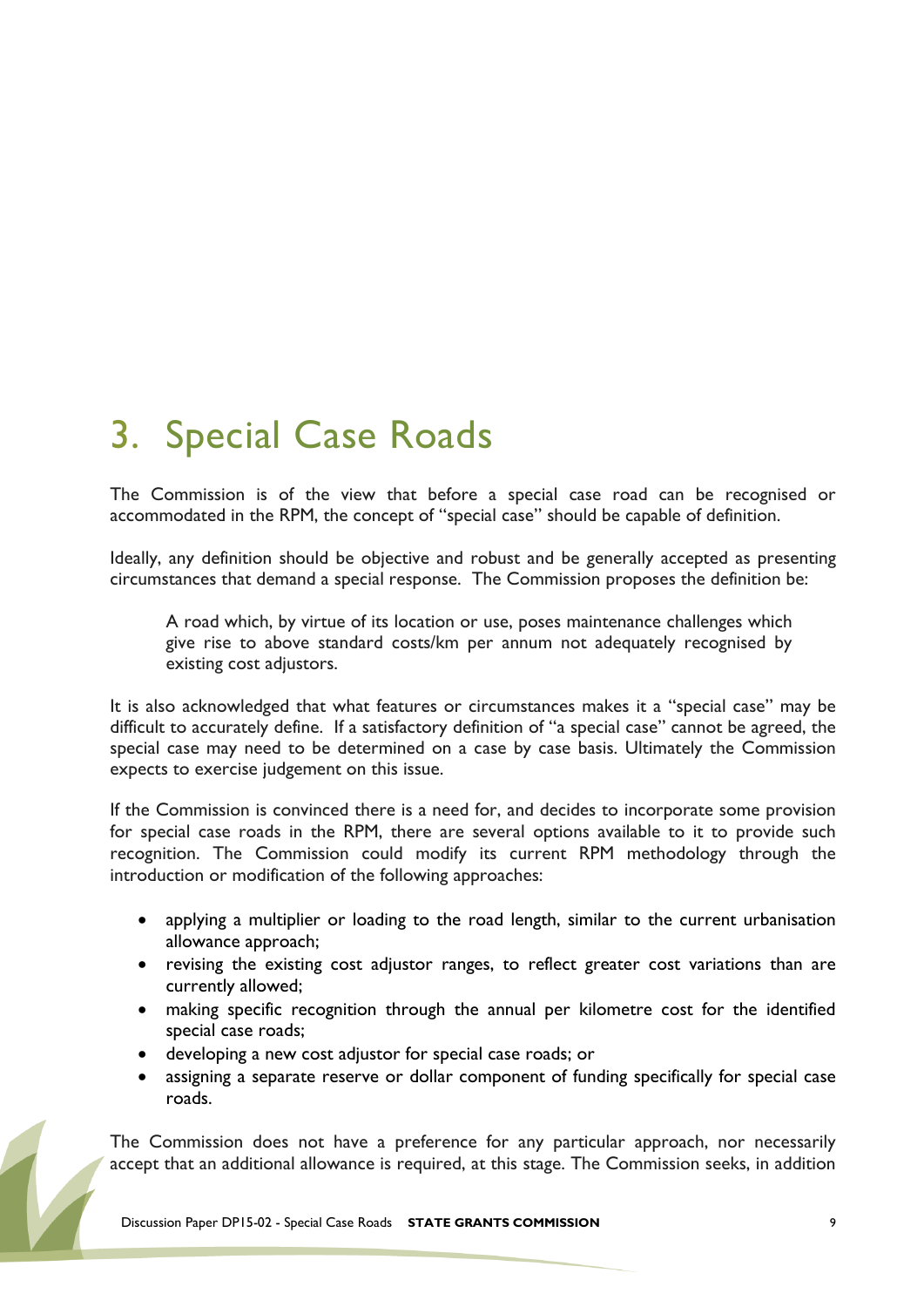# 3. Special Case Roads

The Commission is of the view that before a special case road can be recognised or accommodated in the RPM, the concept of "special case" should be capable of definition.

Ideally, any definition should be objective and robust and be generally accepted as presenting circumstances that demand a special response. The Commission proposes the definition be:

> A road which, by virtue of its location or use, poses maintenance challenges which give rise to above standard costs/km per annum not adequately recognised by existing cost adjustors.

It is also acknowledged that what features or circumstances makes it a "special case" may be difficult to accurately define. If a satisfactory definition of "a special case" cannot be agreed, the special case may need to be determined on a case by case basis. Ultimately the Commission expects to exercise judgement on this issue.

If the Commission is convinced there is a need for, and decides to incorporate some provision for special case roads in the RPM, there are several options available to it to provide such recognition. The Commission could modify its current RPM methodology through the introduction or modification of the following approaches:

- applying a multiplier or loading to the road length, similar to the current urbanisation allowance approach;
- revising the existing cost adjustor ranges, to reflect greater cost variations than are currently allowed;
- making specific recognition through the annual per kilometre cost for the identified special case roads;
- developing a new cost adjustor for special case roads; or
- assigning a separate reserve or dollar component of funding specifically for special case roads.

The Commission does not have a preference for any particular approach, nor necessarily accept that an additional allowance is required, at this stage. The Commission seeks, in addition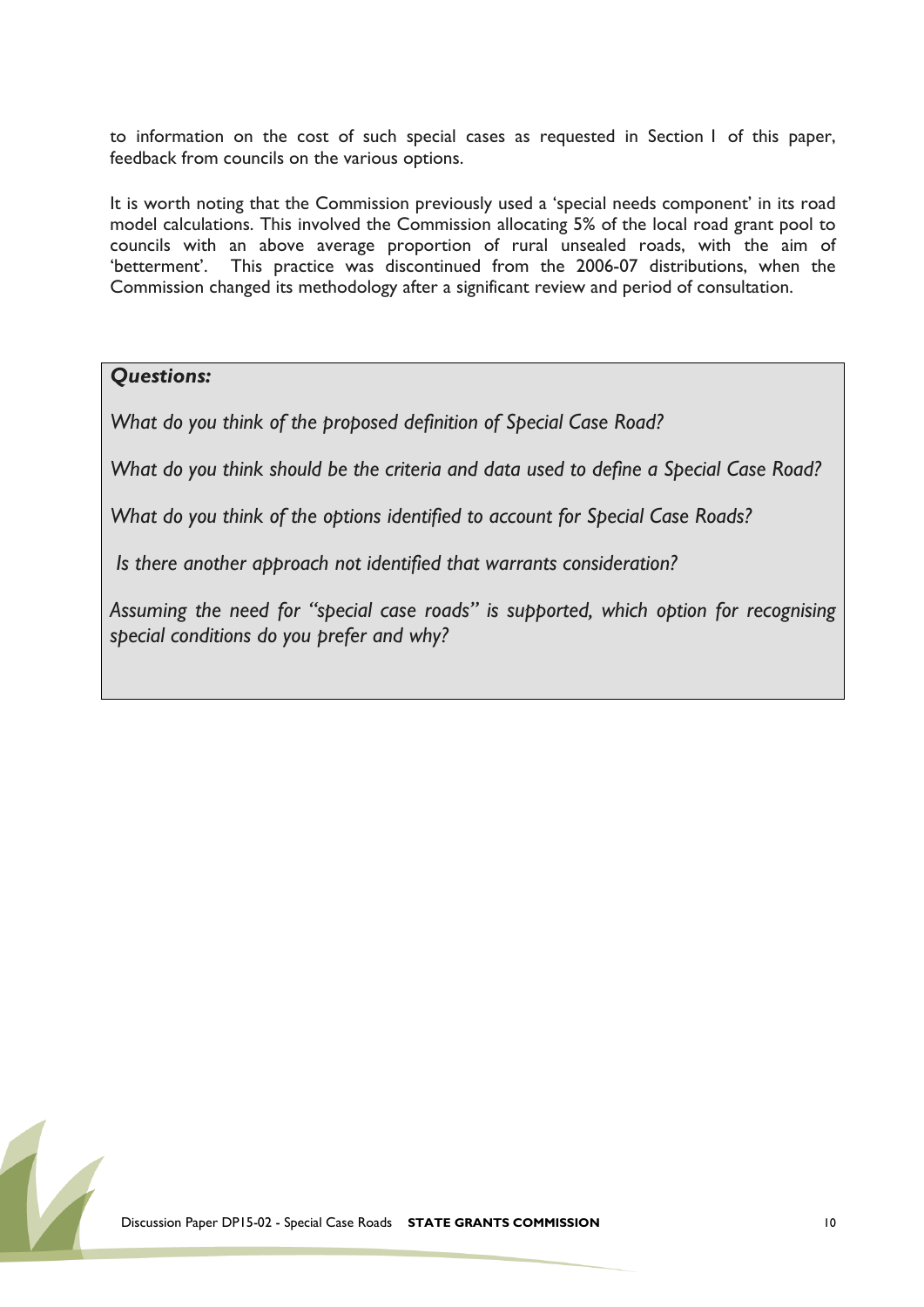to information on the cost of such special cases as requested in Section 1 of this paper, feedback from councils on the various options.

It is worth noting that the Commission previously used a 'special needs component' in its road model calculations. This involved the Commission allocating 5% of the local road grant pool to councils with an above average proportion of rural unsealed roads, with the aim of 'betterment'. This practice was discontinued from the 2006-07 distributions, when the Commission changed its methodology after a significant review and period of consultation.

***Questions:***

*What do you think of the proposed definition of Special Case Road?*

*What do you think should be the criteria and data used to define a Special Case Road?*

*What do you think of the options identified to account for Special Case Roads?*

*Is there another approach not identified that warrants consideration?*

*Assuming the need for "special case roads" is supported, which option for recognising special conditions do you prefer and why?*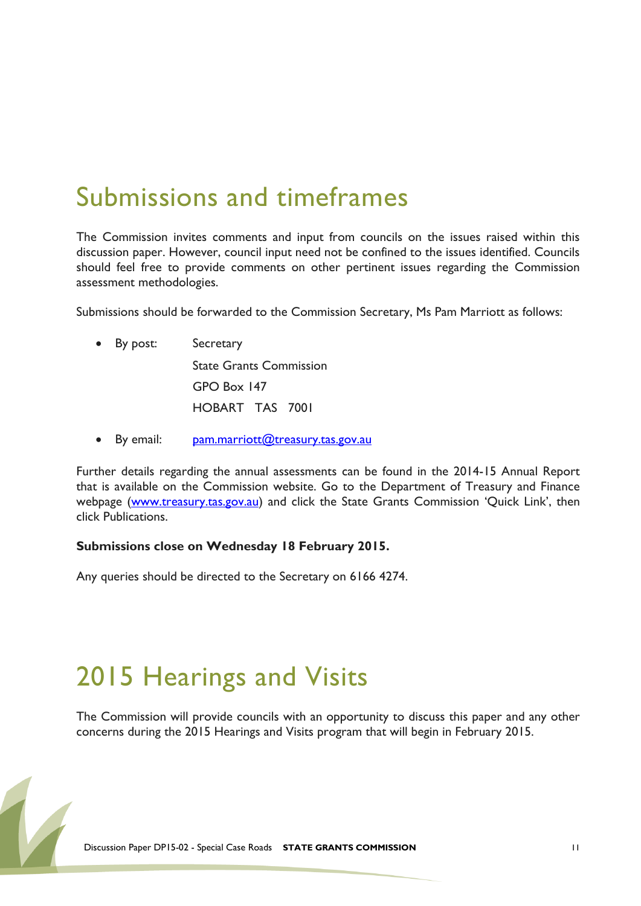# Submissions and timeframes

The Commission invites comments and input from councils on the issues raised within this discussion paper. However, council input need not be confined to the issues identified. Councils should feel free to provide comments on other pertinent issues regarding the Commission assessment methodologies.

Submissions should be forwarded to the Commission Secretary, Ms Pam Marriott as follows:

- By post: Secretary
  State Grants Commission
  GPO Box 147
  HOBART TAS 7001
- By email: pam.marriott@treasury.tas.gov.au

Further details regarding the annual assessments can be found in the 2014-15 Annual Report that is available on the Commission website. Go to the Department of Treasury and Finance webpage (www.treasury.tas.gov.au) and click the State Grants Commission 'Quick Link', then click Publications.

**Submissions close on Wednesday 18 February 2015.**

Any queries should be directed to the Secretary on 6166 4274.

# 2015 Hearings and Visits

The Commission will provide councils with an opportunity to discuss this paper and any other concerns during the 2015 Hearings and Visits program that will begin in February 2015.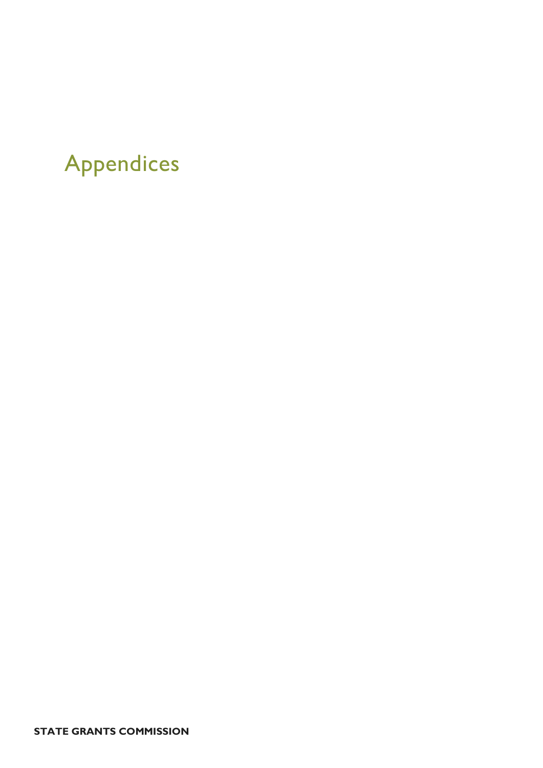# Appendices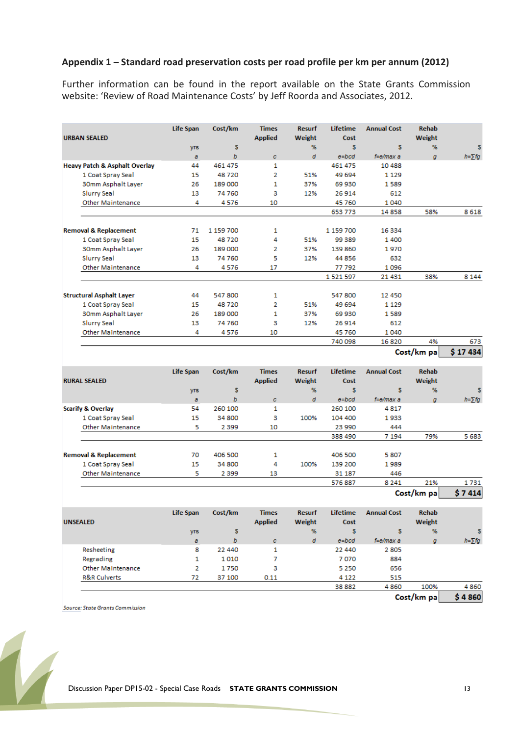## Appendix 1 – Standard road preservation costs per road profile per km per annum (2012)

Further information can be found in the report available on the State Grants Commission website: 'Review of Road Maintenance Costs' by Jeff Roorda and Associates, 2012.

| URBAN SEALED | Life Span | Cost/km | Times Applied | Resurf Weight | Lifetime Cost | Annual Cost | Rehab Weight | |
|---|---|---|---|---|---|---|---|---|
| | yrs | $ | | % | $ | $ | % | $ |
| | a | b | c | d | e=bcd | f=e/max a | g | h=∑fg |
| **Heavy Patch & Asphalt Overlay** | 44 | 461 475 | 1 | | 461 475 | 10 488 | | |
| 1 Coat Spray Seal | 15 | 48 720 | 2 | 51% | 49 694 | 1 129 | | |
| 30mm Asphalt Layer | 26 | 189 000 | 1 | 37% | 69 930 | 1 589 | | |
| Slurry Seal | 13 | 74 760 | 3 | 12% | 26 914 | 612 | | |
| Other Maintenance | 4 | 4 576 | 10 | | 45 760 | 1 040 | | |
| | | | | | 653 773 | 14 858 | 58% | 8 618 |
| **Removal & Replacement** | 71 | 1 159 700 | 1 | | 1 159 700 | 16 334 | | |
| 1 Coat Spray Seal | 15 | 48 720 | 4 | 51% | 99 389 | 1 400 | | |
| 30mm Asphalt Layer | 26 | 189 000 | 2 | 37% | 139 860 | 1 970 | | |
| Slurry Seal | 13 | 74 760 | 5 | 12% | 44 856 | 632 | | |
| Other Maintenance | 4 | 4 576 | 17 | | 77 792 | 1 096 | | |
| | | | | | 1 521 597 | 21 431 | 38% | 8 144 |
| **Structural Asphalt Layer** | 44 | 547 800 | 1 | | 547 800 | 12 450 | | |
| 1 Coat Spray Seal | 15 | 48 720 | 2 | 51% | 49 694 | 1 129 | | |
| 30mm Asphalt Layer | 26 | 189 000 | 1 | 37% | 69 930 | 1 589 | | |
| Slurry Seal | 13 | 74 760 | 3 | 12% | 26 914 | 612 | | |
| Other Maintenance | 4 | 4 576 | 10 | | 45 760 | 1 040 | | |
| | | | | | 740 098 | 16 820 | 4% | 673 |
| | | | | | | | **Cost/km pa** | **$ 17 434** |

| RURAL SEALED | Life Span | Cost/km | Times Applied | Resurf Weight | Lifetime Cost | Annual Cost | Rehab Weight | |
|---|---|---|---|---|---|---|---|---|
| | yrs | $ | | % | $ | $ | % | $ |
| | a | b | c | d | e=bcd | f=e/max a | g | h=∑fg |
| **Scarify & Overlay** | 54 | 260 100 | 1 | | 260 100 | 4 817 | | |
| 1 Coat Spray Seal | 15 | 34 800 | 3 | 100% | 104 400 | 1 933 | | |
| Other Maintenance | 5 | 2 399 | 10 | | 23 990 | 444 | | |
| | | | | | 388 490 | 7 194 | 79% | 5 683 |
| **Removal & Replacement** | 70 | 406 500 | 1 | | 406 500 | 5 807 | | |
| 1 Coat Spray Seal | 15 | 34 800 | 4 | 100% | 139 200 | 1 989 | | |
| Other Maintenance | 5 | 2 399 | 13 | | 31 187 | 446 | | |
| | | | | | 576 887 | 8 241 | 21% | 1 731 |
| | | | | | | | **Cost/km pa** | **$ 7 414** |

| UNSEALED | Life Span | Cost/km | Times Applied | Resurf Weight | Lifetime Cost | Annual Cost | Rehab Weight | |
|---|---|---|---|---|---|---|---|---|
| | yrs | $ | | % | $ | $ | % | $ |
| | a | b | c | d | e=bcd | f=e/max a | g | h=∑fg |
| Resheeting | 8 | 22 440 | 1 | | 22 440 | 2 805 | | |
| Regrading | 1 | 1 010 | 7 | | 7 070 | 884 | | |
| Other Maintenance | 2 | 1 750 | 3 | | 5 250 | 656 | | |
| R&R Culverts | 72 | 37 100 | 0.11 | | 4 122 | 515 | | |
| | | | | | 38 882 | 4 860 | 100% | 4 860 |
| | | | | | | | **Cost/km pa** | **$ 4 860** |

*Source: State Grants Commission*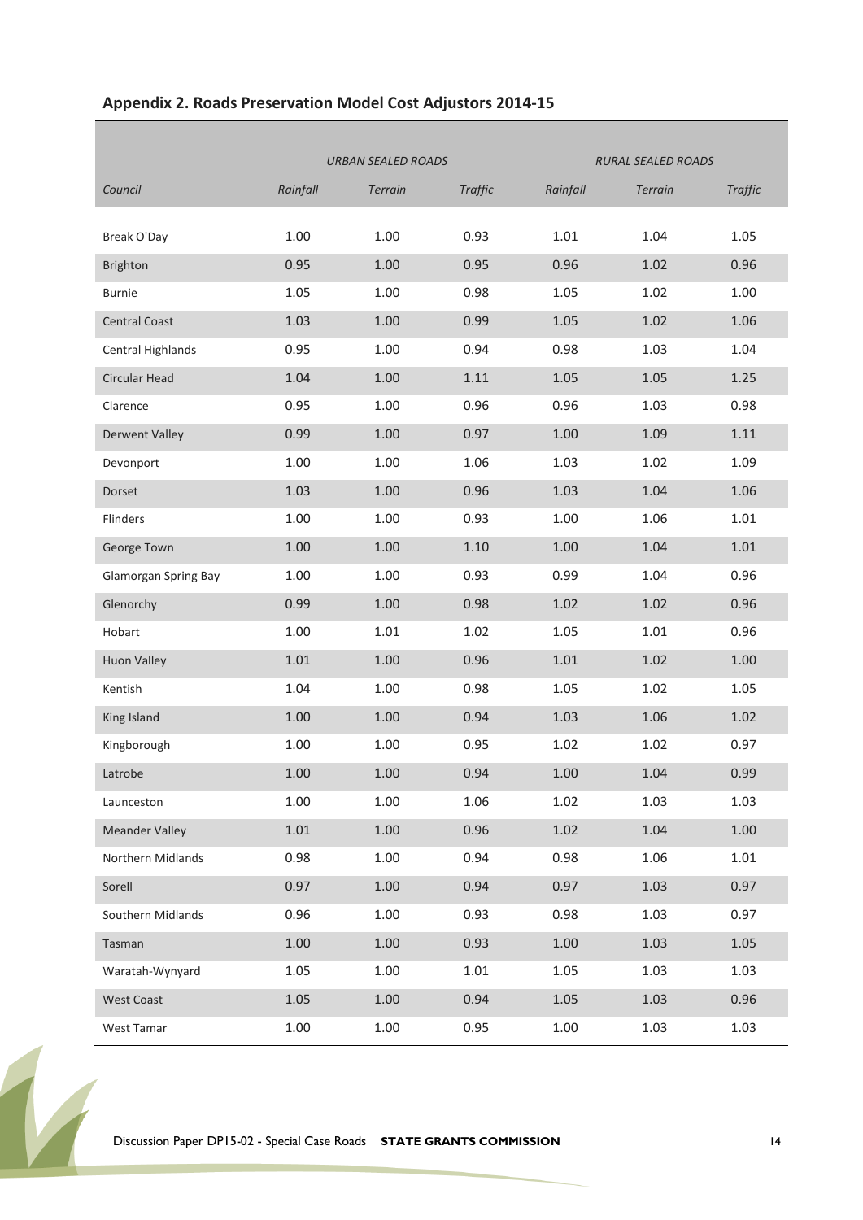## Appendix 2. Roads Preservation Model Cost Adjustors 2014-15

| | *URBAN SEALED ROADS* | | | *RURAL SEALED ROADS* | | |
|---|---|---|---|---|---|---|
| *Council* | *Rainfall* | *Terrain* | *Traffic* | *Rainfall* | *Terrain* | *Traffic* |
| Break O'Day | 1.00 | 1.00 | 0.93 | 1.01 | 1.04 | 1.05 |
| Brighton | 0.95 | 1.00 | 0.95 | 0.96 | 1.02 | 0.96 |
| Burnie | 1.05 | 1.00 | 0.98 | 1.05 | 1.02 | 1.00 |
| Central Coast | 1.03 | 1.00 | 0.99 | 1.05 | 1.02 | 1.06 |
| Central Highlands | 0.95 | 1.00 | 0.94 | 0.98 | 1.03 | 1.04 |
| Circular Head | 1.04 | 1.00 | 1.11 | 1.05 | 1.05 | 1.25 |
| Clarence | 0.95 | 1.00 | 0.96 | 0.96 | 1.03 | 0.98 |
| Derwent Valley | 0.99 | 1.00 | 0.97 | 1.00 | 1.09 | 1.11 |
| Devonport | 1.00 | 1.00 | 1.06 | 1.03 | 1.02 | 1.09 |
| Dorset | 1.03 | 1.00 | 0.96 | 1.03 | 1.04 | 1.06 |
| Flinders | 1.00 | 1.00 | 0.93 | 1.00 | 1.06 | 1.01 |
| George Town | 1.00 | 1.00 | 1.10 | 1.00 | 1.04 | 1.01 |
| Glamorgan Spring Bay | 1.00 | 1.00 | 0.93 | 0.99 | 1.04 | 0.96 |
| Glenorchy | 0.99 | 1.00 | 0.98 | 1.02 | 1.02 | 0.96 |
| Hobart | 1.00 | 1.01 | 1.02 | 1.05 | 1.01 | 0.96 |
| Huon Valley | 1.01 | 1.00 | 0.96 | 1.01 | 1.02 | 1.00 |
| Kentish | 1.04 | 1.00 | 0.98 | 1.05 | 1.02 | 1.05 |
| King Island | 1.00 | 1.00 | 0.94 | 1.03 | 1.06 | 1.02 |
| Kingborough | 1.00 | 1.00 | 0.95 | 1.02 | 1.02 | 0.97 |
| Latrobe | 1.00 | 1.00 | 0.94 | 1.00 | 1.04 | 0.99 |
| Launceston | 1.00 | 1.00 | 1.06 | 1.02 | 1.03 | 1.03 |
| Meander Valley | 1.01 | 1.00 | 0.96 | 1.02 | 1.04 | 1.00 |
| Northern Midlands | 0.98 | 1.00 | 0.94 | 0.98 | 1.06 | 1.01 |
| Sorell | 0.97 | 1.00 | 0.94 | 0.97 | 1.03 | 0.97 |
| Southern Midlands | 0.96 | 1.00 | 0.93 | 0.98 | 1.03 | 0.97 |
| Tasman | 1.00 | 1.00 | 0.93 | 1.00 | 1.03 | 1.05 |
| Waratah-Wynyard | 1.05 | 1.00 | 1.01 | 1.05 | 1.03 | 1.03 |
| West Coast | 1.05 | 1.00 | 0.94 | 1.05 | 1.03 | 0.96 |
| West Tamar | 1.00 | 1.00 | 0.95 | 1.00 | 1.03 | 1.03 |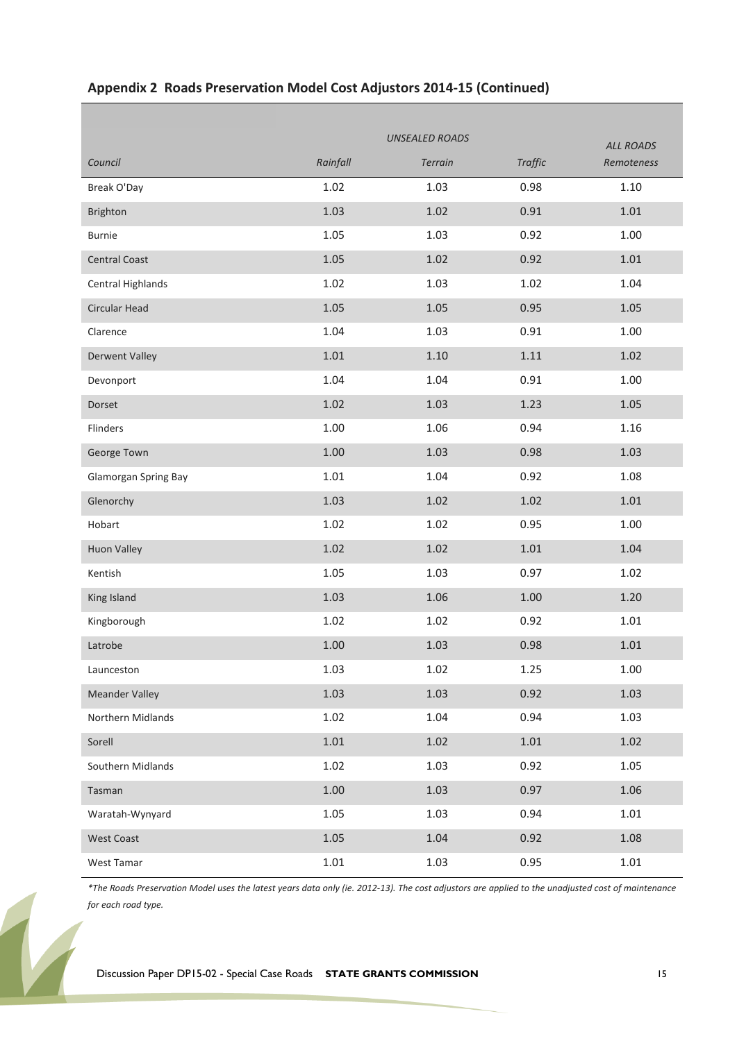## Appendix 2 Roads Preservation Model Cost Adjustors 2014-15 (Continued)

| | *UNSEALED ROADS* | | | *ALL ROADS* |
|---|---|---|---|---|
| *Council* | *Rainfall* | *Terrain* | *Traffic* | *Remoteness* |
| Break O'Day | 1.02 | 1.03 | 0.98 | 1.10 |
| Brighton | 1.03 | 1.02 | 0.91 | 1.01 |
| Burnie | 1.05 | 1.03 | 0.92 | 1.00 |
| Central Coast | 1.05 | 1.02 | 0.92 | 1.01 |
| Central Highlands | 1.02 | 1.03 | 1.02 | 1.04 |
| Circular Head | 1.05 | 1.05 | 0.95 | 1.05 |
| Clarence | 1.04 | 1.03 | 0.91 | 1.00 |
| Derwent Valley | 1.01 | 1.10 | 1.11 | 1.02 |
| Devonport | 1.04 | 1.04 | 0.91 | 1.00 |
| Dorset | 1.02 | 1.03 | 1.23 | 1.05 |
| Flinders | 1.00 | 1.06 | 0.94 | 1.16 |
| George Town | 1.00 | 1.03 | 0.98 | 1.03 |
| Glamorgan Spring Bay | 1.01 | 1.04 | 0.92 | 1.08 |
| Glenorchy | 1.03 | 1.02 | 1.02 | 1.01 |
| Hobart | 1.02 | 1.02 | 0.95 | 1.00 |
| Huon Valley | 1.02 | 1.02 | 1.01 | 1.04 |
| Kentish | 1.05 | 1.03 | 0.97 | 1.02 |
| King Island | 1.03 | 1.06 | 1.00 | 1.20 |
| Kingborough | 1.02 | 1.02 | 0.92 | 1.01 |
| Latrobe | 1.00 | 1.03 | 0.98 | 1.01 |
| Launceston | 1.03 | 1.02 | 1.25 | 1.00 |
| Meander Valley | 1.03 | 1.03 | 0.92 | 1.03 |
| Northern Midlands | 1.02 | 1.04 | 0.94 | 1.03 |
| Sorell | 1.01 | 1.02 | 1.01 | 1.02 |
| Southern Midlands | 1.02 | 1.03 | 0.92 | 1.05 |
| Tasman | 1.00 | 1.03 | 0.97 | 1.06 |
| Waratah-Wynyard | 1.05 | 1.03 | 0.94 | 1.01 |
| West Coast | 1.05 | 1.04 | 0.92 | 1.08 |
| West Tamar | 1.01 | 1.03 | 0.95 | 1.01 |

*\*The Roads Preservation Model uses the latest years data only (ie. 2012-13). The cost adjustors are applied to the unadjusted cost of maintenance for each road type.*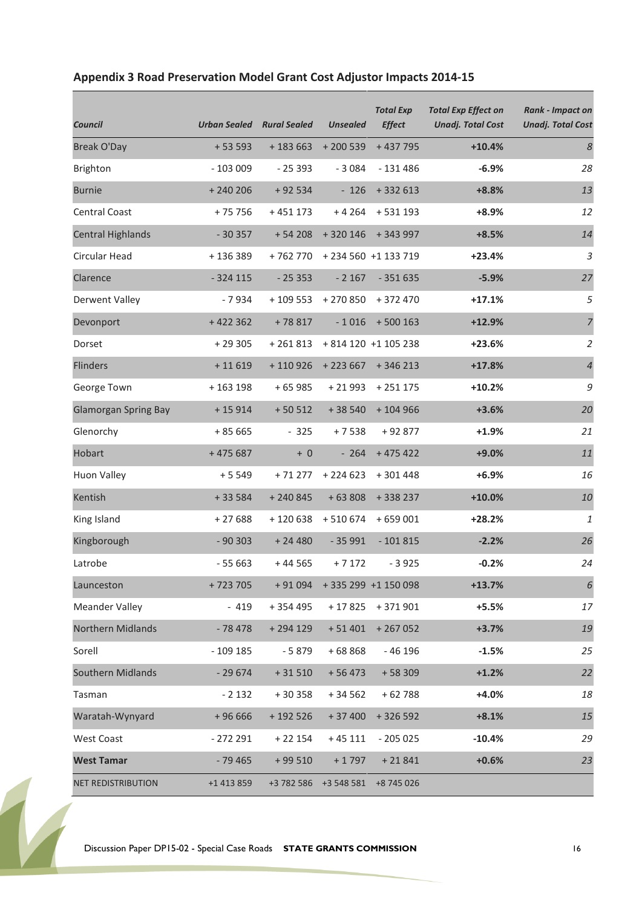## Appendix 3 Road Preservation Model Grant Cost Adjustor Impacts 2014-15

| *Council* | *Urban Sealed* | *Rural Sealed* | *Unsealed* | *Total Exp Effect* | *Total Exp Effect on Unadj. Total Cost* | *Rank - Impact on Unadj. Total Cost* |
|---|---|---|---|---|---|---|
| Break O'Day | + 53 593 | + 183 663 | + 200 539 | + 437 795 | **+10.4%** | *8* |
| Brighton | - 103 009 | - 25 393 | - 3 084 | - 131 486 | **-6.9%** | *28* |
| Burnie | + 240 206 | + 92 534 | - 126 | + 332 613 | **+8.8%** | *13* |
| Central Coast | + 75 756 | + 451 173 | + 4 264 | + 531 193 | **+8.9%** | *12* |
| Central Highlands | - 30 357 | + 54 208 | + 320 146 | + 343 997 | **+8.5%** | *14* |
| Circular Head | + 136 389 | + 762 770 | + 234 560 | +1 133 719 | **+23.4%** | *3* |
| Clarence | - 324 115 | - 25 353 | - 2 167 | - 351 635 | **-5.9%** | *27* |
| Derwent Valley | - 7 934 | + 109 553 | + 270 850 | + 372 470 | **+17.1%** | *5* |
| Devonport | + 422 362 | + 78 817 | - 1 016 | + 500 163 | **+12.9%** | *7* |
| Dorset | + 29 305 | + 261 813 | + 814 120 | +1 105 238 | **+23.6%** | *2* |
| Flinders | + 11 619 | + 110 926 | + 223 667 | + 346 213 | **+17.8%** | *4* |
| George Town | + 163 198 | + 65 985 | + 21 993 | + 251 175 | **+10.2%** | *9* |
| Glamorgan Spring Bay | + 15 914 | + 50 512 | + 38 540 | + 104 966 | **+3.6%** | *20* |
| Glenorchy | + 85 665 | - 325 | + 7 538 | + 92 877 | **+1.9%** | *21* |
| Hobart | + 475 687 | + 0 | - 264 | + 475 422 | **+9.0%** | *11* |
| Huon Valley | + 5 549 | + 71 277 | + 224 623 | + 301 448 | **+6.9%** | *16* |
| Kentish | + 33 584 | + 240 845 | + 63 808 | + 338 237 | **+10.0%** | *10* |
| King Island | + 27 688 | + 120 638 | + 510 674 | + 659 001 | **+28.2%** | *1* |
| Kingborough | - 90 303 | + 24 480 | - 35 991 | - 101 815 | **-2.2%** | *26* |
| Latrobe | - 55 663 | + 44 565 | + 7 172 | - 3 925 | **-0.2%** | *24* |
| Launceston | + 723 705 | + 91 094 | + 335 299 | +1 150 098 | **+13.7%** | *6* |
| Meander Valley | - 419 | + 354 495 | + 17 825 | + 371 901 | **+5.5%** | *17* |
| Northern Midlands | - 78 478 | + 294 129 | + 51 401 | + 267 052 | **+3.7%** | *19* |
| Sorell | - 109 185 | - 5 879 | + 68 868 | - 46 196 | **-1.5%** | *25* |
| Southern Midlands | - 29 674 | + 31 510 | + 56 473 | + 58 309 | **+1.2%** | *22* |
| Tasman | - 2 132 | + 30 358 | + 34 562 | + 62 788 | **+4.0%** | *18* |
| Waratah-Wynyard | + 96 666 | + 192 526 | + 37 400 | + 326 592 | **+8.1%** | *15* |
| West Coast | - 272 291 | + 22 154 | + 45 111 | - 205 025 | **-10.4%** | *29* |
| **West Tamar** | - 79 465 | + 99 510 | + 1 797 | + 21 841 | **+0.6%** | *23* |
| NET REDISTRIBUTION | +1 413 859 | +3 782 586 | +3 548 581 | +8 745 026 | | |